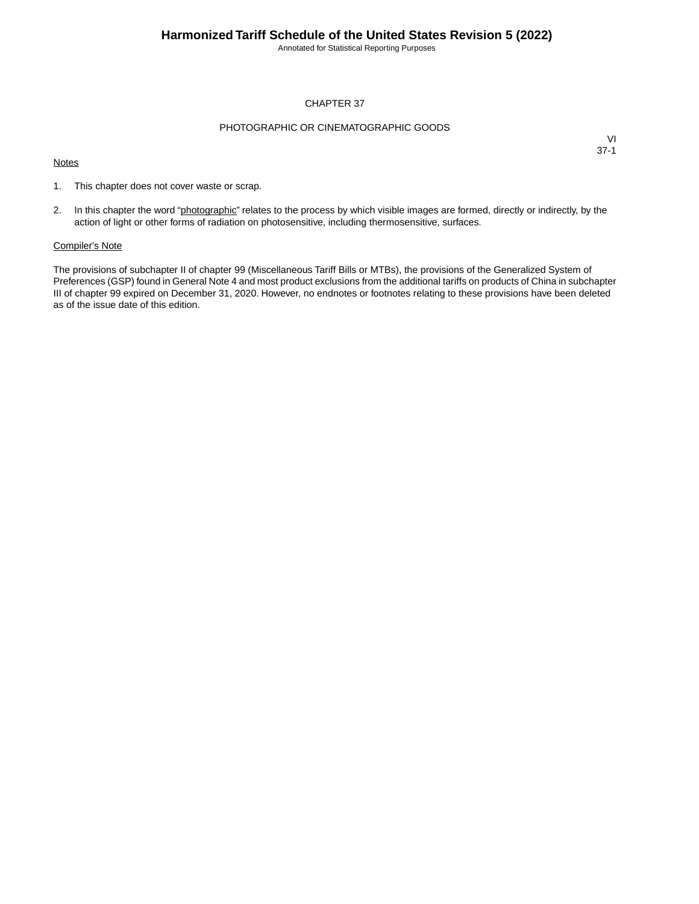# CHAPTER 37

## PHOTOGRAPHIC OR CINEMATOGRAPHIC GOODS

VI
37-1

Notes

1. This chapter does not cover waste or scrap.

2. In this chapter the word "photographic" relates to the process by which visible images are formed, directly or indirectly, by the action of light or other forms of radiation on photosensitive, including thermosensitive, surfaces.

Compiler's Note

The provisions of subchapter II of chapter 99 (Miscellaneous Tariff Bills or MTBs), the provisions of the Generalized System of Preferences (GSP) found in General Note 4 and most product exclusions from the additional tariffs on products of China in subchapter III of chapter 99 expired on December 31, 2020. However, no endnotes or footnotes relating to these provisions have been deleted as of the issue date of this edition.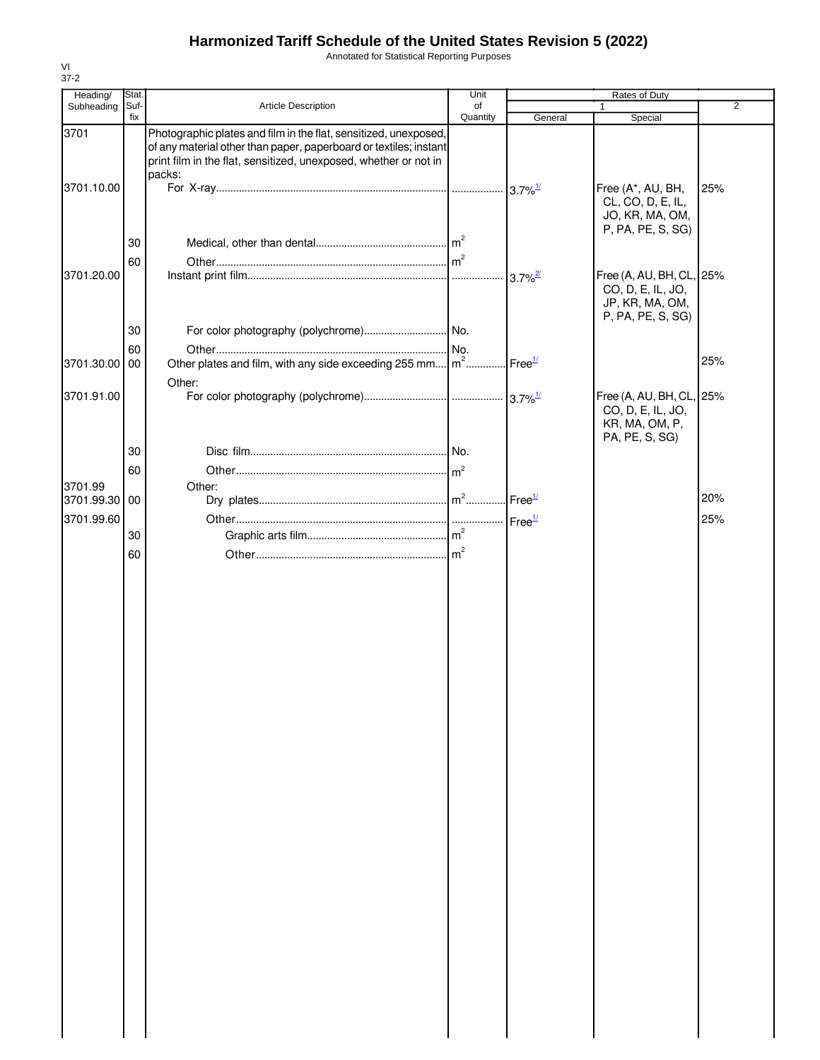# Harmonized Tariff Schedule of the United States Revision 5 (2022)

Annotated for Statistical Reporting Purposes

VI
37-2

| Heading/ Subheading | Stat. Suf- fix | Article Description | Unit of Quantity | Rates of Duty 1 General | Special | 2 |
|---|---|---|---|---|---|---|
| 3701 | | Photographic plates and film in the flat, sensitized, unexposed, of any material other than paper, paperboard or textiles; instant print film in the flat, sensitized, unexposed, whether or not in packs: | | | | |
| 3701.10.00 | | For X-ray | | 3.7%[1/] | Free (A*, AU, BH, CL, CO, D, E, IL, JO, KR, MA, OM, P, PA, PE, S, SG) | 25% |
| | 30 | Medical, other than dental | $m^2$ | | | |
| | 60 | Other | $m^2$ | | | |
| 3701.20.00 | | Instant print film | | 3.7%[2/] | Free (A, AU, BH, CL, CO, D, E, IL, JO, JP, KR, MA, OM, P, PA, PE, S, SG) | 25% |
| | 30 | For color photography (polychrome) | No. | | | |
| | 60 | Other | No. | | | |
| 3701.30.00 | 00 | Other plates and film, with any side exceeding 255 mm | $m^2$ | Free[1/] | | 25% |
| | | Other: | | | | |
| 3701.91.00 | | For color photography (polychrome) | | 3.7%[1/] | Free (A, AU, BH, CL, CO, D, E, IL, JO, KR, MA, OM, P, PA, PE, S, SG) | 25% |
| | 30 | Disc film | No. | | | |
| | 60 | Other | $m^2$ | | | |
| 3701.99 | | Other: | | | | |
| 3701.99.30 | 00 | Dry plates | $m^2$ | Free[1/] | | 20% |
| 3701.99.60 | | Other | | Free[1/] | | 25% |
| | 30 | Graphic arts film | $m^2$ | | | |
| | 60 | Other | $m^2$ | | | |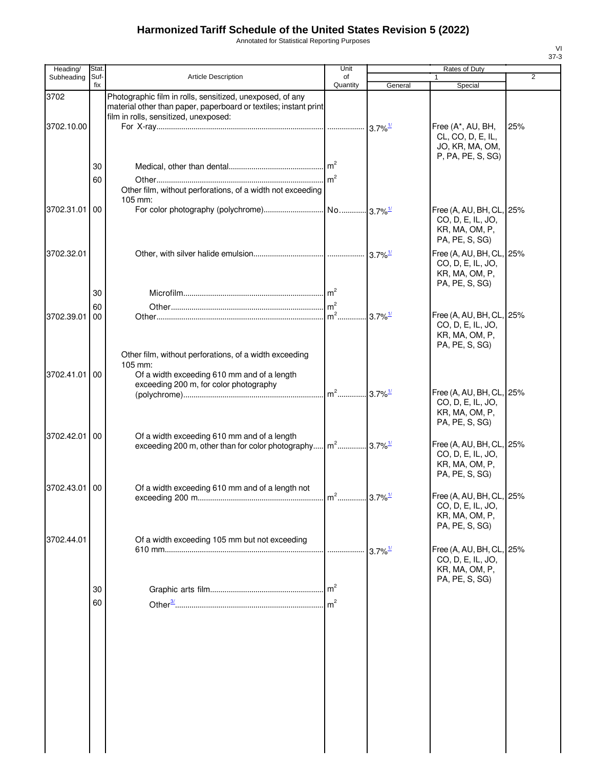# Harmonized Tariff Schedule of the United States Revision 5 (2022)

Annotated for Statistical Reporting Purposes

| Heading/ Subheading | Stat. Suf-fix | Article Description | Unit of Quantity | Rates of Duty 1 General | Rates of Duty 1 Special | Rates of Duty 2 |
|---|---|---|---|---|---|---|
| 3702 | | Photographic film in rolls, sensitized, unexposed, of any material other than paper, paperboard or textiles; instant print film in rolls, sensitized, unexposed: | | | | |
| 3702.10.00 | | For X-ray | | 3.7%[1/] | Free (A*, AU, BH, CL, CO, D, E, IL, JO, KR, MA, OM, P, PA, PE, S, SG) | 25% |
| | 30 | Medical, other than dental | m² | | | |
| | 60 | Other | m² | | | |
| | | Other film, without perforations, of a width not exceeding 105 mm: | | | | |
| 3702.31.01 | 00 | For color photography (polychrome) | No. | 3.7%[1/] | Free (A, AU, BH, CL, CO, D, E, IL, JO, KR, MA, OM, P, PA, PE, S, SG) | 25% |
| 3702.32.01 | | Other, with silver halide emulsion | | 3.7%[1/] | Free (A, AU, BH, CL, CO, D, E, IL, JO, KR, MA, OM, P, PA, PE, S, SG) | 25% |
| | 30 | Microfilm | m² | | | |
| | 60 | Other | m² | | | |
| 3702.39.01 | 00 | Other | m² | 3.7%[1/] | Free (A, AU, BH, CL, CO, D, E, IL, JO, KR, MA, OM, P, PA, PE, S, SG) | 25% |
| | | Other film, without perforations, of a width exceeding 105 mm: | | | | |
| 3702.41.01 | 00 | Of a width exceeding 610 mm and of a length exceeding 200 m, for color photography (polychrome) | m² | 3.7%[1/] | Free (A, AU, BH, CL, CO, D, E, IL, JO, KR, MA, OM, P, PA, PE, S, SG) | 25% |
| 3702.42.01 | 00 | Of a width exceeding 610 mm and of a length exceeding 200 m, other than for color photography | m² | 3.7%[1/] | Free (A, AU, BH, CL, CO, D, E, IL, JO, KR, MA, OM, P, PA, PE, S, SG) | 25% |
| 3702.43.01 | 00 | Of a width exceeding 610 mm and of a length not exceeding 200 m | m² | 3.7%[1/] | Free (A, AU, BH, CL, CO, D, E, IL, JO, KR, MA, OM, P, PA, PE, S, SG) | 25% |
| 3702.44.01 | | Of a width exceeding 105 mm but not exceeding 610 mm | | 3.7%[1/] | Free (A, AU, BH, CL, CO, D, E, IL, JO, KR, MA, OM, P, PA, PE, S, SG) | 25% |
| | 30 | Graphic arts film | m² | | | |
| | 60 | Other[3/] | m² | | | |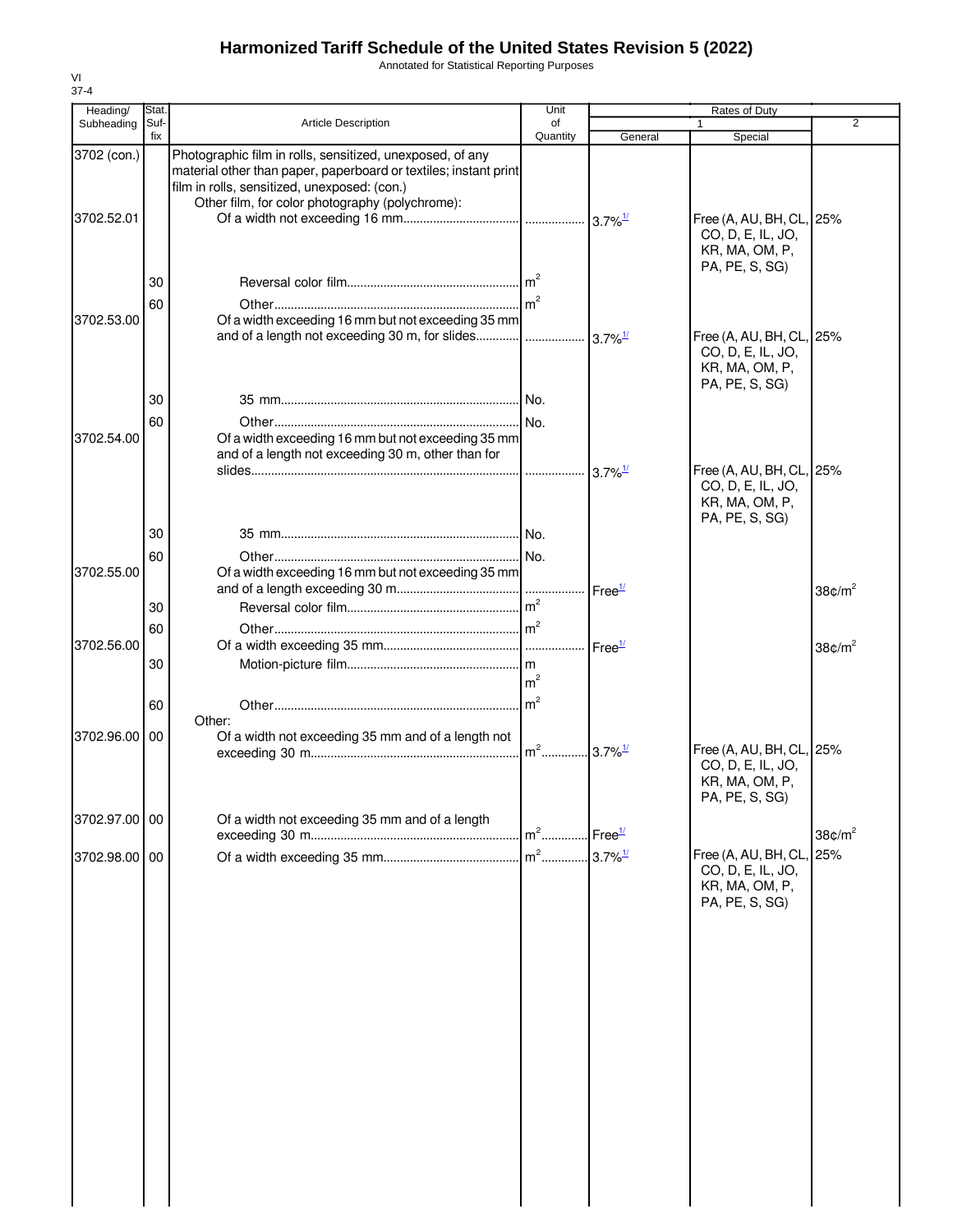# Harmonized Tariff Schedule of the United States Revision 5 (2022)

Annotated for Statistical Reporting Purposes

VI
37-4

| Heading/ Subheading | Stat. Suf- fix | Article Description | Unit of Quantity | Rates of Duty 1 General | Special | 2 |
|---|---|---|---|---|---|---|
| 3702 (con.) | | Photographic film in rolls, sensitized, unexposed, of any material other than paper, paperboard or textiles; instant print film in rolls, sensitized, unexposed: (con.) | | | | |
| | | Other film, for color photography (polychrome): | | | | |
| 3702.52.01 | | Of a width not exceeding 16 mm | | 3.7%[1/] | Free (A, AU, BH, CL, CO, D, E, IL, JO, KR, MA, OM, P, PA, PE, S, SG) | 25% |
| | 30 | Reversal color film | $m^2$ | | | |
| | 60 | Other | $m^2$ | | | |
| 3702.53.00 | | Of a width exceeding 16 mm but not exceeding 35 mm and of a length not exceeding 30 m, for slides | | 3.7%[1/] | Free (A, AU, BH, CL, CO, D, E, IL, JO, KR, MA, OM, P, PA, PE, S, SG) | 25% |
| | 30 | 35 mm | No. | | | |
| | 60 | Other | No. | | | |
| 3702.54.00 | | Of a width exceeding 16 mm but not exceeding 35 mm and of a length not exceeding 30 m, other than for slides | | 3.7%[1/] | Free (A, AU, BH, CL, CO, D, E, IL, JO, KR, MA, OM, P, PA, PE, S, SG) | 25% |
| | 30 | 35 mm | No. | | | |
| | 60 | Other | No. | | | |
| 3702.55.00 | | Of a width exceeding 16 mm but not exceeding 35 mm and of a length exceeding 30 m | | Free[1/] | | 38¢/$m^2$ |
| | 30 | Reversal color film | $m^2$ | | | |
| | 60 | Other | $m^2$ | | | |
| 3702.56.00 | | Of a width exceeding 35 mm | | Free[1/] | | 38¢/$m^2$ |
| | 30 | Motion-picture film | m $m^2$ | | | |
| | 60 | Other | $m^2$ | | | |
| | | Other: | | | | |
| 3702.96.00 | 00 | Of a width not exceeding 35 mm and of a length not exceeding 30 m | $m^2$ | 3.7%[1/] | Free (A, AU, BH, CL, CO, D, E, IL, JO, KR, MA, OM, P, PA, PE, S, SG) | 25% |
| 3702.97.00 | 00 | Of a width not exceeding 35 mm and of a length exceeding 30 m | $m^2$ | Free[1/] | | 38¢/$m^2$ |
| 3702.98.00 | 00 | Of a width exceeding 35 mm | $m^2$ | 3.7%[1/] | Free (A, AU, BH, CL, CO, D, E, IL, JO, KR, MA, OM, P, PA, PE, S, SG) | 25% |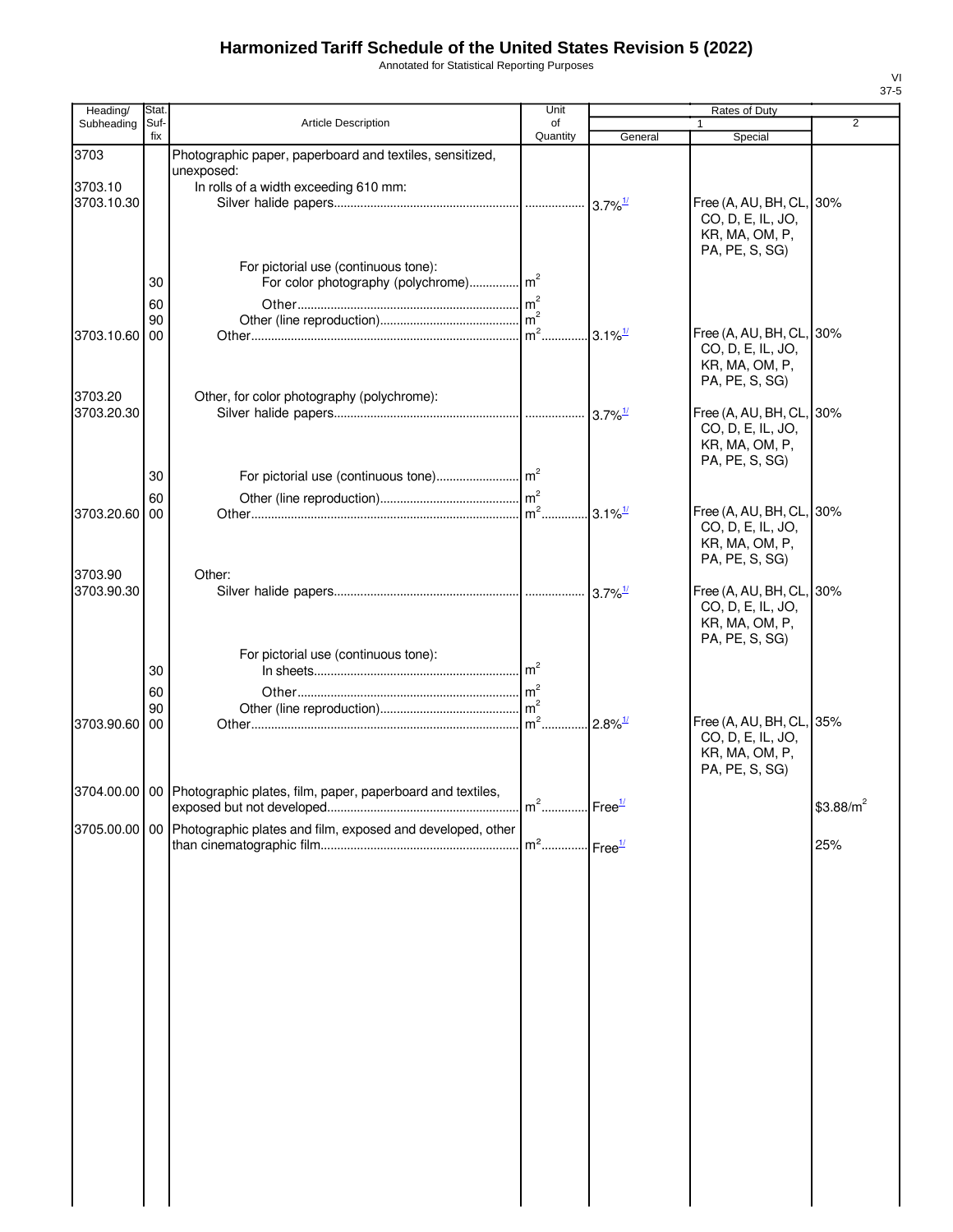# Harmonized Tariff Schedule of the United States Revision 5 (2022)

Annotated for Statistical Reporting Purposes

| Heading/ Subheading | Stat. Suf- fix | Article Description | Unit of Quantity | Rates of Duty 1 General | Special | 2 |
|---|---|---|---|---|---|---|
| 3703 | | Photographic paper, paperboard and textiles, sensitized, unexposed: | | | | |
| 3703.10 | | In rolls of a width exceeding 610 mm: | | | | |
| 3703.10.30 | | Silver halide papers | | 3.7%[1/] | Free (A, AU, BH, CL, CO, D, E, IL, JO, KR, MA, OM, P, PA, PE, S, SG) | 30% |
| | | For pictorial use (continuous tone): | | | | |
| | 30 | For color photography (polychrome) | $m^2$ | | | |
| | 60 | Other | $m^2$ | | | |
| | 90 | Other (line reproduction) | $m^2$ | | | |
| 3703.10.60 | 00 | Other | $m^2$ | 3.1%[1/] | Free (A, AU, BH, CL, CO, D, E, IL, JO, KR, MA, OM, P, PA, PE, S, SG) | 30% |
| 3703.20 | | Other, for color photography (polychrome): | | | | |
| 3703.20.30 | | Silver halide papers | | 3.7%[1/] | Free (A, AU, BH, CL, CO, D, E, IL, JO, KR, MA, OM, P, PA, PE, S, SG) | 30% |
| | 30 | For pictorial use (continuous tone) | $m^2$ | | | |
| | 60 | Other (line reproduction) | $m^2$ | | | |
| 3703.20.60 | 00 | Other | $m^2$ | 3.1%[1/] | Free (A, AU, BH, CL, CO, D, E, IL, JO, KR, MA, OM, P, PA, PE, S, SG) | 30% |
| 3703.90 | | Other: | | | | |
| 3703.90.30 | | Silver halide papers | | 3.7%[1/] | Free (A, AU, BH, CL, CO, D, E, IL, JO, KR, MA, OM, P, PA, PE, S, SG) | 30% |
| | | For pictorial use (continuous tone): | | | | |
| | 30 | In sheets | $m^2$ | | | |
| | 60 | Other | $m^2$ | | | |
| | 90 | Other (line reproduction) | $m^2$ | | | |
| 3703.90.60 | 00 | Other | $m^2$ | 2.8%[1/] | Free (A, AU, BH, CL, CO, D, E, IL, JO, KR, MA, OM, P, PA, PE, S, SG) | 35% |
| 3704.00.00 | 00 | Photographic plates, film, paper, paperboard and textiles, exposed but not developed | $m^2$ | Free[1/] | | $3.88/$m^2$ |
| 3705.00.00 | 00 | Photographic plates and film, exposed and developed, other than cinematographic film | $m^2$ | Free[1/] | | 25% |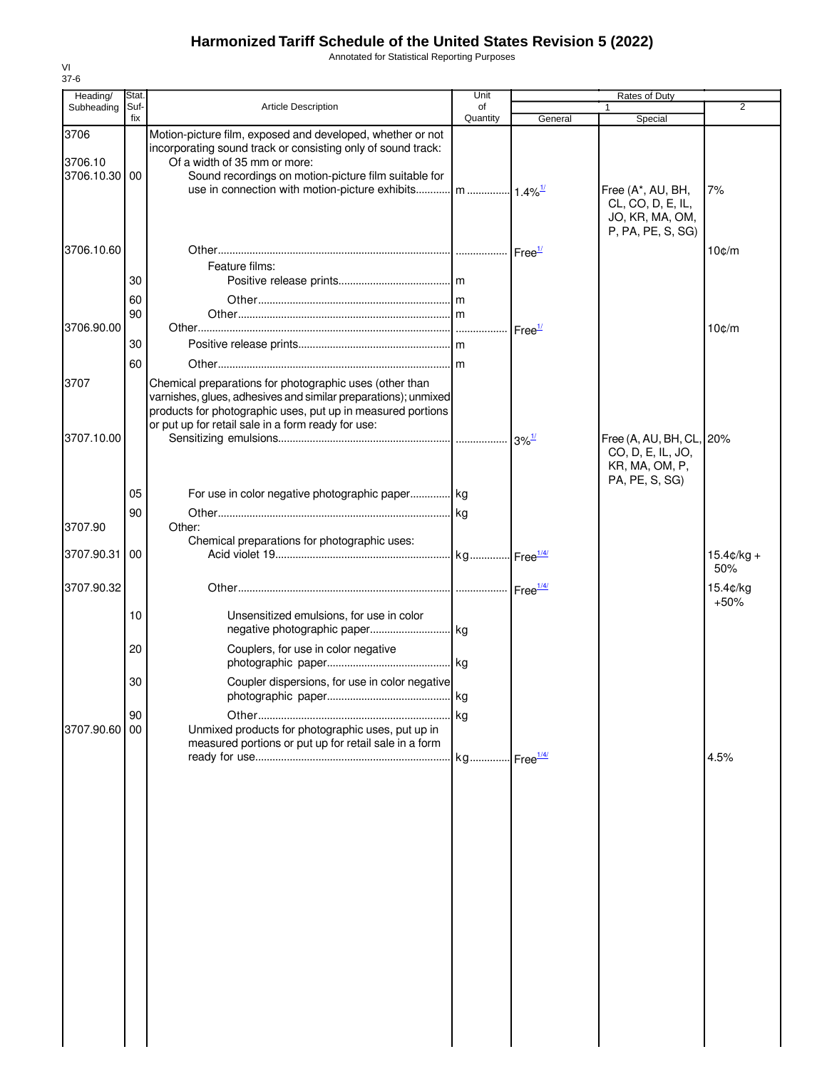# Harmonized Tariff Schedule of the United States Revision 5 (2022)

Annotated for Statistical Reporting Purposes

VI
37-6

| Heading/ Subheading | Stat. Suf- fix | Article Description | Unit of Quantity | Rates of Duty 1 General | Special | 2 |
|---|---|---|---|---|---|---|
| 3706 | | Motion-picture film, exposed and developed, whether or not incorporating sound track or consisting only of sound track: | | | | |
| 3706.10 | | Of a width of 35 mm or more: | | | | |
| 3706.10.30 | 00 | Sound recordings on motion-picture film suitable for use in connection with motion-picture exhibits | m | 1.4%1/ | Free (A*, AU, BH, CL, CO, D, E, IL, JO, KR, MA, OM, P, PA, PE, S, SG) | 7% |
| 3706.10.60 | | Other | | Free1/ | | 10¢/m |
| | | Feature films: | | | | |
| | 30 | Positive release prints | m | | | |
| | 60 | Other | m | | | |
| | 90 | Other | m | | | |
| 3706.90.00 | | Other | | Free1/ | | 10¢/m |
| | 30 | Positive release prints | m | | | |
| | 60 | Other | m | | | |
| 3707 | | Chemical preparations for photographic uses (other than varnishes, glues, adhesives and similar preparations); unmixed products for photographic uses, put up in measured portions or put up for retail sale in a form ready for use: | | | | |
| 3707.10.00 | | Sensitizing emulsions | | 3%1/ | Free (A, AU, BH, CL, CO, D, E, IL, JO, KR, MA, OM, P, PA, PE, S, SG) | 20% |
| | 05 | For use in color negative photographic paper | kg | | | |
| | 90 | Other | kg | | | |
| 3707.90 | | Other: | | | | |
| | | Chemical preparations for photographic uses: | | | | |
| 3707.90.31 | 00 | Acid violet 19 | kg | Free1/4/ | | 15.4¢/kg + 50% |
| 3707.90.32 | | Other | | Free1/4/ | | 15.4¢/kg +50% |
| | 10 | Unsensitized emulsions, for use in color negative photographic paper | kg | | | |
| | 20 | Couplers, for use in color negative photographic paper | kg | | | |
| | 30 | Coupler dispersions, for use in color negative photographic paper | kg | | | |
| | 90 | Other | kg | | | |
| 3707.90.60 | 00 | Unmixed products for photographic uses, put up in measured portions or put up for retail sale in a form ready for use | kg | Free1/4/ | | 4.5% |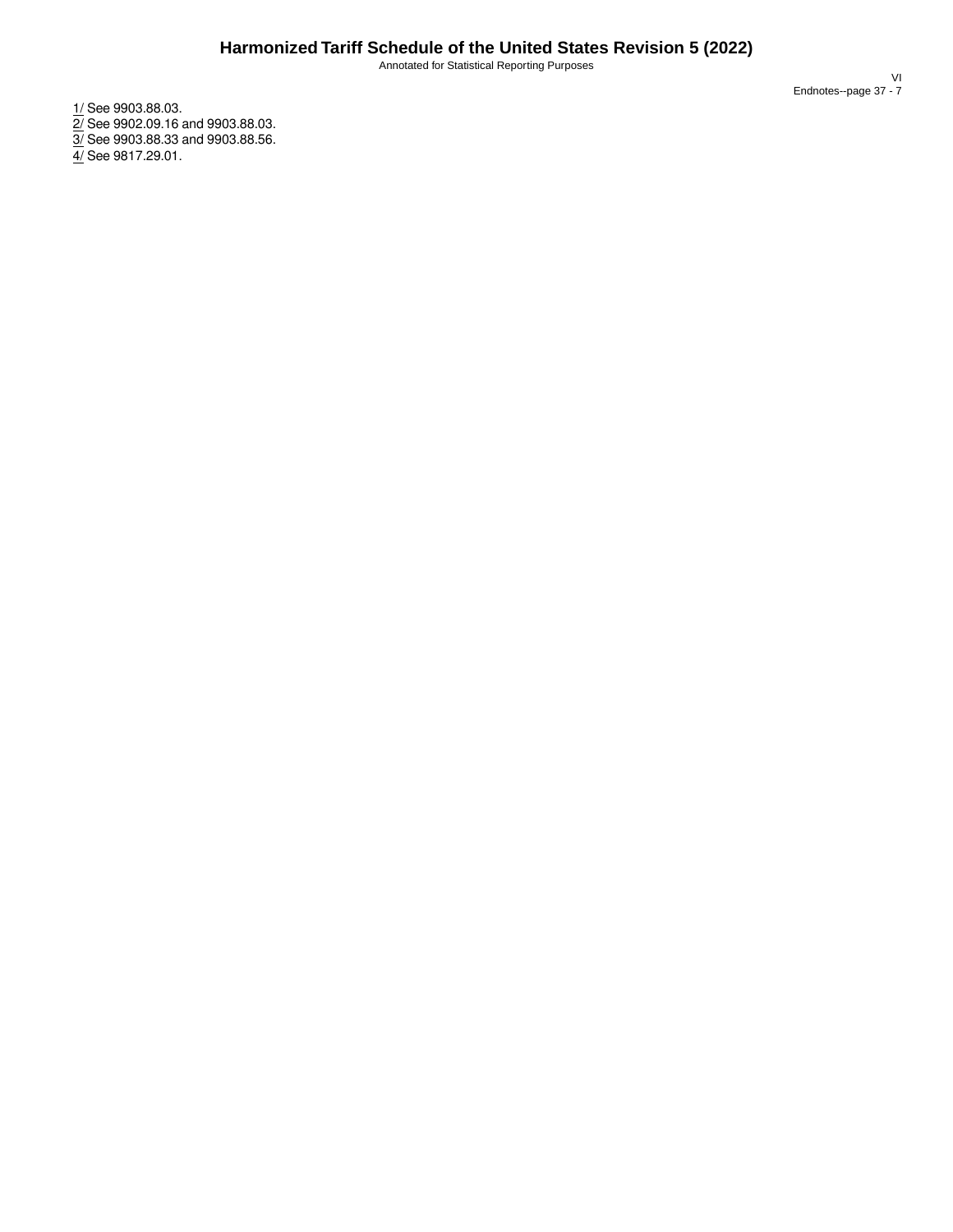1/ See 9903.88.03.
2/ See 9902.09.16 and 9903.88.03.
3/ See 9903.88.33 and 9903.88.56.
4/ See 9817.29.01.